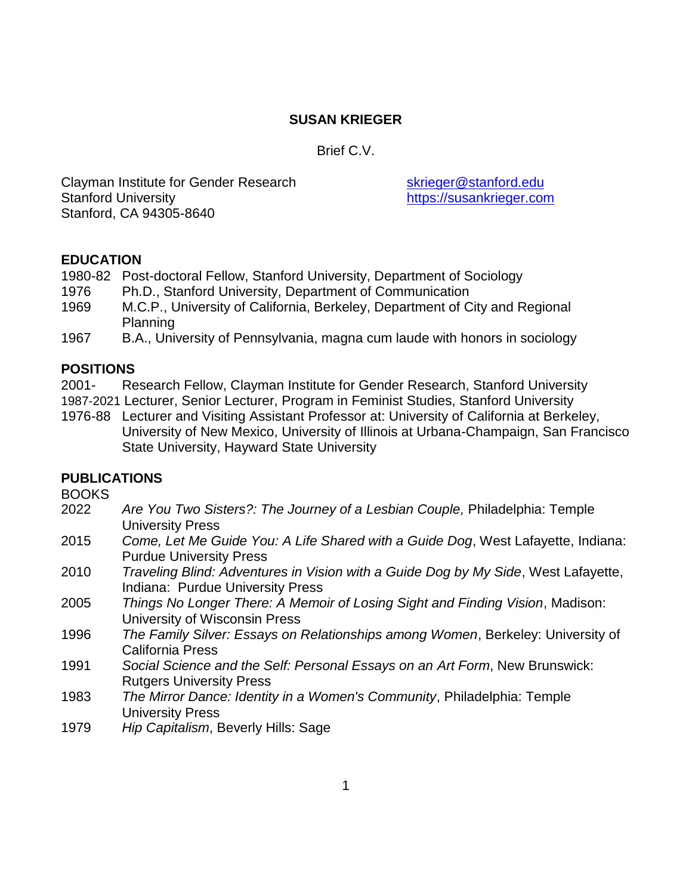# SUSAN KRIEGER

Brief C.V.

Clayman Institute for Gender Research
Stanford University
Stanford, CA 94305-8640

skrieger@stanford.edu
https://susankrieger.com

## EDUCATION

- 1980-82 Post-doctoral Fellow, Stanford University, Department of Sociology
- 1976 Ph.D., Stanford University, Department of Communication
- 1969 M.C.P., University of California, Berkeley, Department of City and Regional Planning
- 1967 B.A., University of Pennsylvania, magna cum laude with honors in sociology

## POSITIONS

- 2001- Research Fellow, Clayman Institute for Gender Research, Stanford University
- 1987-2021 Lecturer, Senior Lecturer, Program in Feminist Studies, Stanford University
- 1976-88 Lecturer and Visiting Assistant Professor at: University of California at Berkeley, University of New Mexico, University of Illinois at Urbana-Champaign, San Francisco State University, Hayward State University

## PUBLICATIONS

BOOKS

- 2022 *Are You Two Sisters?: The Journey of a Lesbian Couple,* Philadelphia: Temple University Press
- 2015 *Come, Let Me Guide You: A Life Shared with a Guide Dog*, West Lafayette, Indiana: Purdue University Press
- 2010 *Traveling Blind: Adventures in Vision with a Guide Dog by My Side*, West Lafayette, Indiana: Purdue University Press
- 2005 *Things No Longer There: A Memoir of Losing Sight and Finding Vision*, Madison: University of Wisconsin Press
- 1996 *The Family Silver: Essays on Relationships among Women*, Berkeley: University of California Press
- 1991 *Social Science and the Self: Personal Essays on an Art Form*, New Brunswick: Rutgers University Press
- 1983 *The Mirror Dance: Identity in a Women's Community*, Philadelphia: Temple University Press
- 1979 *Hip Capitalism*, Beverly Hills: Sage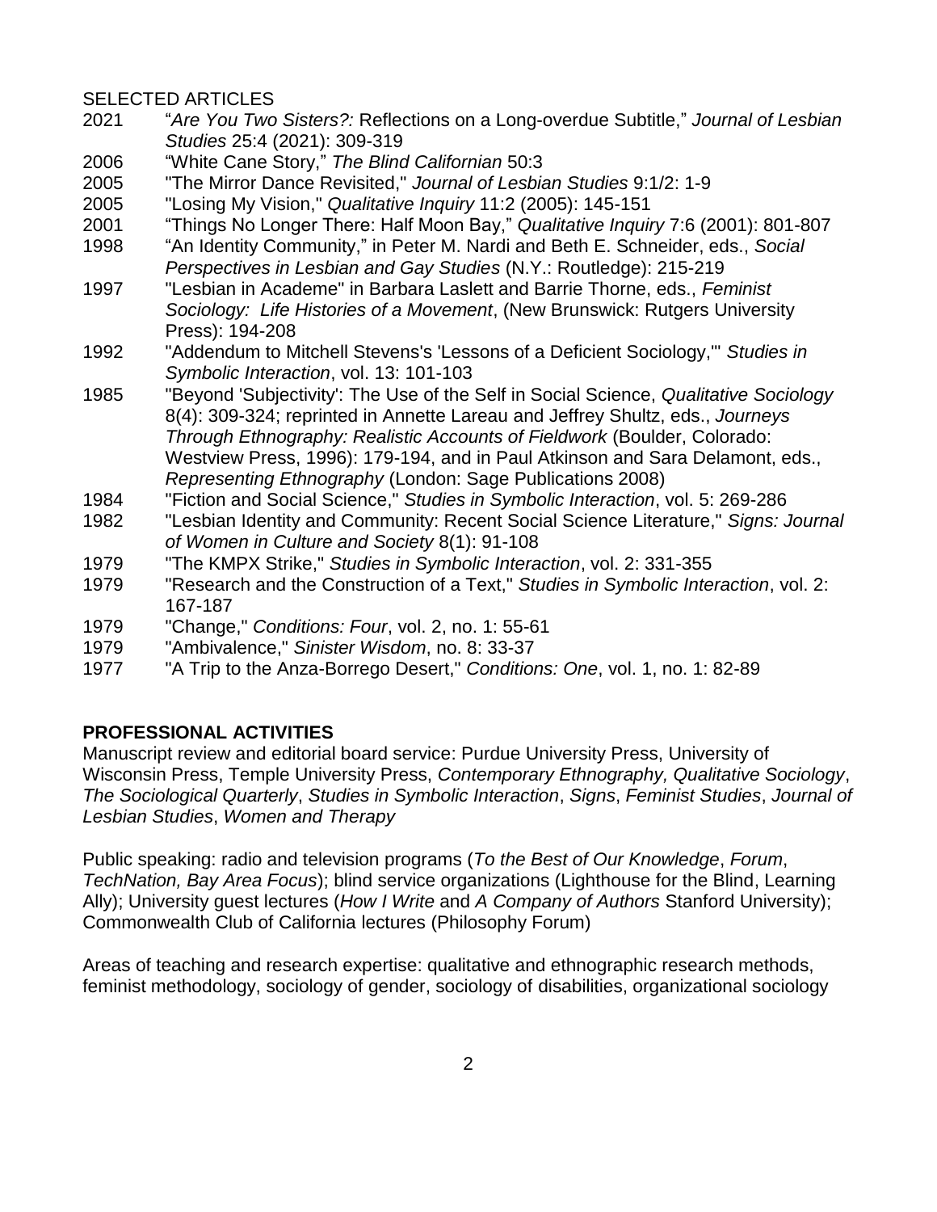SELECTED ARTICLES

2021 "*Are You Two Sisters?:* Reflections on a Long-overdue Subtitle," *Journal of Lesbian Studies* 25:4 (2021): 309-319

2006 "White Cane Story," *The Blind Californian* 50:3

2005 "The Mirror Dance Revisited," *Journal of Lesbian Studies* 9:1/2: 1-9

2005 "Losing My Vision," *Qualitative Inquiry* 11:2 (2005): 145-151

2001 "Things No Longer There: Half Moon Bay," *Qualitative Inquiry* 7:6 (2001): 801-807

1998 "An Identity Community," in Peter M. Nardi and Beth E. Schneider, eds., *Social Perspectives in Lesbian and Gay Studies* (N.Y.: Routledge): 215-219

1997 "Lesbian in Academe" in Barbara Laslett and Barrie Thorne, eds., *Feminist Sociology: Life Histories of a Movement*, (New Brunswick: Rutgers University Press): 194-208

1992 "Addendum to Mitchell Stevens's 'Lessons of a Deficient Sociology,'" *Studies in Symbolic Interaction*, vol. 13: 101-103

1985 "Beyond 'Subjectivity': The Use of the Self in Social Science, *Qualitative Sociology* 8(4): 309-324; reprinted in Annette Lareau and Jeffrey Shultz, eds., *Journeys Through Ethnography: Realistic Accounts of Fieldwork* (Boulder, Colorado: Westview Press, 1996): 179-194, and in Paul Atkinson and Sara Delamont, eds., *Representing Ethnography* (London: Sage Publications 2008)

1984 "Fiction and Social Science," *Studies in Symbolic Interaction*, vol. 5: 269-286

1982 "Lesbian Identity and Community: Recent Social Science Literature," *Signs: Journal of Women in Culture and Society* 8(1): 91-108

1979 "The KMPX Strike," *Studies in Symbolic Interaction*, vol. 2: 331-355

1979 "Research and the Construction of a Text," *Studies in Symbolic Interaction*, vol. 2: 167-187

1979 "Change," *Conditions: Four*, vol. 2, no. 1: 55-61

1979 "Ambivalence," *Sinister Wisdom*, no. 8: 33-37

1977 "A Trip to the Anza-Borrego Desert," *Conditions: One*, vol. 1, no. 1: 82-89

**PROFESSIONAL ACTIVITIES**

Manuscript review and editorial board service: Purdue University Press, University of Wisconsin Press, Temple University Press, *Contemporary Ethnography, Qualitative Sociology*, *The Sociological Quarterly*, *Studies in Symbolic Interaction*, *Signs*, *Feminist Studies*, *Journal of Lesbian Studies*, *Women and Therapy*

Public speaking: radio and television programs (*To the Best of Our Knowledge*, *Forum*, *TechNation, Bay Area Focus*); blind service organizations (Lighthouse for the Blind, Learning Ally); University guest lectures (*How I Write* and *A Company of Authors* Stanford University); Commonwealth Club of California lectures (Philosophy Forum)

Areas of teaching and research expertise: qualitative and ethnographic research methods, feminist methodology, sociology of gender, sociology of disabilities, organizational sociology